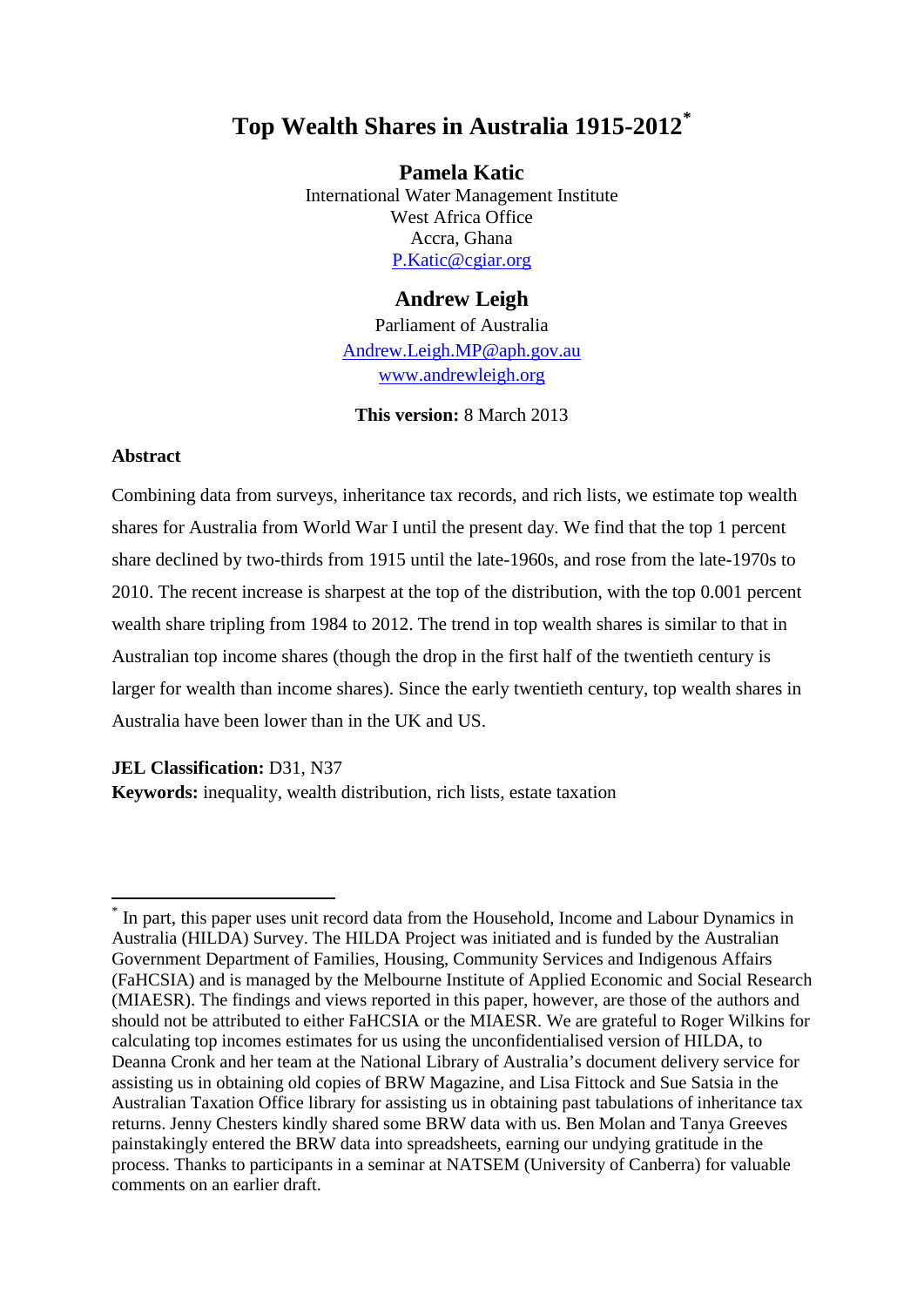# Top Wealth Shares in Australia 1915-2012[*]

**Pamela Katic**
International Water Management Institute
West Africa Office
Accra, Ghana
P.Katic@cgiar.org

**Andrew Leigh**
Parliament of Australia
Andrew.Leigh.MP@aph.gov.au
www.andrewleigh.org

**This version:** 8 March 2013

### Abstract

Combining data from surveys, inheritance tax records, and rich lists, we estimate top wealth shares for Australia from World War I until the present day. We find that the top 1 percent share declined by two-thirds from 1915 until the late-1960s, and rose from the late-1970s to 2010. The recent increase is sharpest at the top of the distribution, with the top 0.001 percent wealth share tripling from 1984 to 2012. The trend in top wealth shares is similar to that in Australian top income shares (though the drop in the first half of the twentieth century is larger for wealth than income shares). Since the early twentieth century, top wealth shares in Australia have been lower than in the UK and US.

**JEL Classification:** D31, N37
**Keywords:** inequality, wealth distribution, rich lists, estate taxation

---

[*] In part, this paper uses unit record data from the Household, Income and Labour Dynamics in Australia (HILDA) Survey. The HILDA Project was initiated and is funded by the Australian Government Department of Families, Housing, Community Services and Indigenous Affairs (FaHCSIA) and is managed by the Melbourne Institute of Applied Economic and Social Research (MIAESR). The findings and views reported in this paper, however, are those of the authors and should not be attributed to either FaHCSIA or the MIAESR. We are grateful to Roger Wilkins for calculating top incomes estimates for us using the unconfidentialised version of HILDA, to Deanna Cronk and her team at the National Library of Australia's document delivery service for assisting us in obtaining old copies of BRW Magazine, and Lisa Fittock and Sue Satsia in the Australian Taxation Office library for assisting us in obtaining past tabulations of inheritance tax returns. Jenny Chesters kindly shared some BRW data with us. Ben Molan and Tanya Greeves painstakingly entered the BRW data into spreadsheets, earning our undying gratitude in the process. Thanks to participants in a seminar at NATSEM (University of Canberra) for valuable comments on an earlier draft.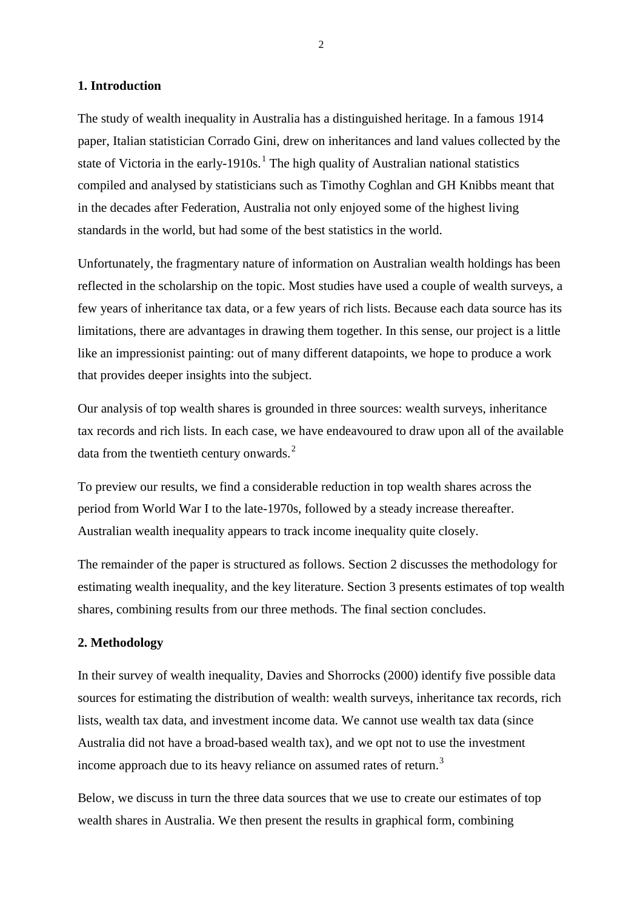## 1. Introduction

The study of wealth inequality in Australia has a distinguished heritage. In a famous 1914 paper, Italian statistician Corrado Gini, drew on inheritances and land values collected by the state of Victoria in the early-1910s.[1] The high quality of Australian national statistics compiled and analysed by statisticians such as Timothy Coghlan and GH Knibbs meant that in the decades after Federation, Australia not only enjoyed some of the highest living standards in the world, but had some of the best statistics in the world.

Unfortunately, the fragmentary nature of information on Australian wealth holdings has been reflected in the scholarship on the topic. Most studies have used a couple of wealth surveys, a few years of inheritance tax data, or a few years of rich lists. Because each data source has its limitations, there are advantages in drawing them together. In this sense, our project is a little like an impressionist painting: out of many different datapoints, we hope to produce a work that provides deeper insights into the subject.

Our analysis of top wealth shares is grounded in three sources: wealth surveys, inheritance tax records and rich lists. In each case, we have endeavoured to draw upon all of the available data from the twentieth century onwards.[2]

To preview our results, we find a considerable reduction in top wealth shares across the period from World War I to the late-1970s, followed by a steady increase thereafter. Australian wealth inequality appears to track income inequality quite closely.

The remainder of the paper is structured as follows. Section 2 discusses the methodology for estimating wealth inequality, and the key literature. Section 3 presents estimates of top wealth shares, combining results from our three methods. The final section concludes.

## 2. Methodology

In their survey of wealth inequality, Davies and Shorrocks (2000) identify five possible data sources for estimating the distribution of wealth: wealth surveys, inheritance tax records, rich lists, wealth tax data, and investment income data. We cannot use wealth tax data (since Australia did not have a broad-based wealth tax), and we opt not to use the investment income approach due to its heavy reliance on assumed rates of return.[3]

Below, we discuss in turn the three data sources that we use to create our estimates of top wealth shares in Australia. We then present the results in graphical form, combining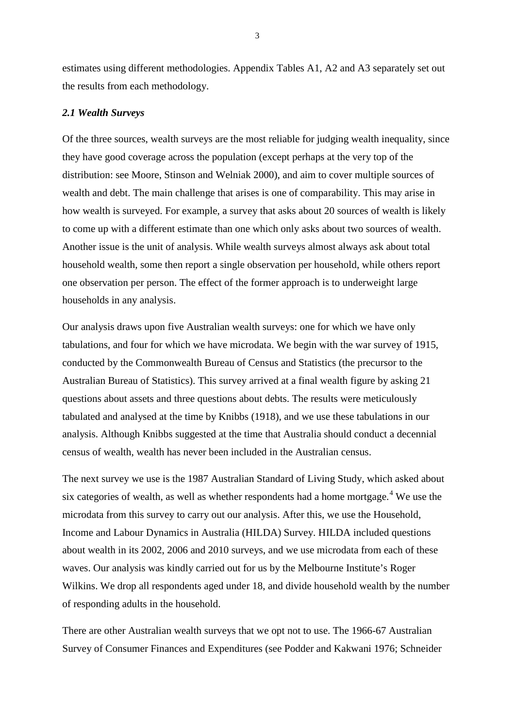estimates using different methodologies. Appendix Tables A1, A2 and A3 separately set out the results from each methodology.

### *2.1 Wealth Surveys*

Of the three sources, wealth surveys are the most reliable for judging wealth inequality, since they have good coverage across the population (except perhaps at the very top of the distribution: see Moore, Stinson and Welniak 2000), and aim to cover multiple sources of wealth and debt. The main challenge that arises is one of comparability. This may arise in how wealth is surveyed. For example, a survey that asks about 20 sources of wealth is likely to come up with a different estimate than one which only asks about two sources of wealth. Another issue is the unit of analysis. While wealth surveys almost always ask about total household wealth, some then report a single observation per household, while others report one observation per person. The effect of the former approach is to underweight large households in any analysis.

Our analysis draws upon five Australian wealth surveys: one for which we have only tabulations, and four for which we have microdata. We begin with the war survey of 1915, conducted by the Commonwealth Bureau of Census and Statistics (the precursor to the Australian Bureau of Statistics). This survey arrived at a final wealth figure by asking 21 questions about assets and three questions about debts. The results were meticulously tabulated and analysed at the time by Knibbs (1918), and we use these tabulations in our analysis. Although Knibbs suggested at the time that Australia should conduct a decennial census of wealth, wealth has never been included in the Australian census.

The next survey we use is the 1987 Australian Standard of Living Study, which asked about six categories of wealth, as well as whether respondents had a home mortgage.[4] We use the microdata from this survey to carry out our analysis. After this, we use the Household, Income and Labour Dynamics in Australia (HILDA) Survey. HILDA included questions about wealth in its 2002, 2006 and 2010 surveys, and we use microdata from each of these waves. Our analysis was kindly carried out for us by the Melbourne Institute's Roger Wilkins. We drop all respondents aged under 18, and divide household wealth by the number of responding adults in the household.

There are other Australian wealth surveys that we opt not to use. The 1966-67 Australian Survey of Consumer Finances and Expenditures (see Podder and Kakwani 1976; Schneider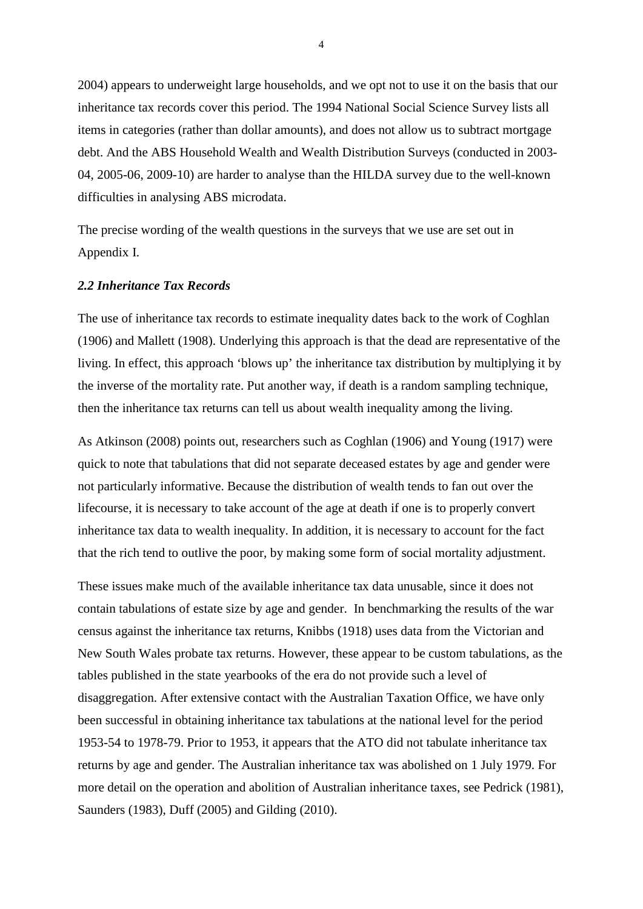2004) appears to underweight large households, and we opt not to use it on the basis that our inheritance tax records cover this period. The 1994 National Social Science Survey lists all items in categories (rather than dollar amounts), and does not allow us to subtract mortgage debt. And the ABS Household Wealth and Wealth Distribution Surveys (conducted in 2003-04, 2005-06, 2009-10) are harder to analyse than the HILDA survey due to the well-known difficulties in analysing ABS microdata.

The precise wording of the wealth questions in the surveys that we use are set out in Appendix I.

### *2.2 Inheritance Tax Records*

The use of inheritance tax records to estimate inequality dates back to the work of Coghlan (1906) and Mallett (1908). Underlying this approach is that the dead are representative of the living. In effect, this approach 'blows up' the inheritance tax distribution by multiplying it by the inverse of the mortality rate. Put another way, if death is a random sampling technique, then the inheritance tax returns can tell us about wealth inequality among the living.

As Atkinson (2008) points out, researchers such as Coghlan (1906) and Young (1917) were quick to note that tabulations that did not separate deceased estates by age and gender were not particularly informative. Because the distribution of wealth tends to fan out over the lifecourse, it is necessary to take account of the age at death if one is to properly convert inheritance tax data to wealth inequality. In addition, it is necessary to account for the fact that the rich tend to outlive the poor, by making some form of social mortality adjustment.

These issues make much of the available inheritance tax data unusable, since it does not contain tabulations of estate size by age and gender. In benchmarking the results of the war census against the inheritance tax returns, Knibbs (1918) uses data from the Victorian and New South Wales probate tax returns. However, these appear to be custom tabulations, as the tables published in the state yearbooks of the era do not provide such a level of disaggregation. After extensive contact with the Australian Taxation Office, we have only been successful in obtaining inheritance tax tabulations at the national level for the period 1953-54 to 1978-79. Prior to 1953, it appears that the ATO did not tabulate inheritance tax returns by age and gender. The Australian inheritance tax was abolished on 1 July 1979. For more detail on the operation and abolition of Australian inheritance taxes, see Pedrick (1981), Saunders (1983), Duff (2005) and Gilding (2010).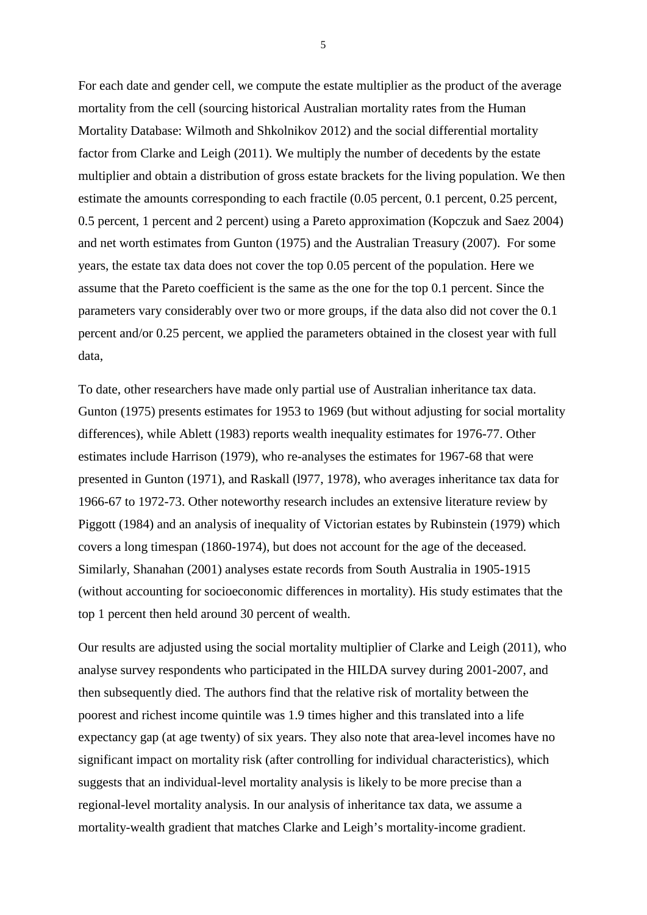For each date and gender cell, we compute the estate multiplier as the product of the average mortality from the cell (sourcing historical Australian mortality rates from the Human Mortality Database: Wilmoth and Shkolnikov 2012) and the social differential mortality factor from Clarke and Leigh (2011). We multiply the number of decedents by the estate multiplier and obtain a distribution of gross estate brackets for the living population. We then estimate the amounts corresponding to each fractile (0.05 percent, 0.1 percent, 0.25 percent, 0.5 percent, 1 percent and 2 percent) using a Pareto approximation (Kopczuk and Saez 2004) and net worth estimates from Gunton (1975) and the Australian Treasury (2007). For some years, the estate tax data does not cover the top 0.05 percent of the population. Here we assume that the Pareto coefficient is the same as the one for the top 0.1 percent. Since the parameters vary considerably over two or more groups, if the data also did not cover the 0.1 percent and/or 0.25 percent, we applied the parameters obtained in the closest year with full data,

To date, other researchers have made only partial use of Australian inheritance tax data. Gunton (1975) presents estimates for 1953 to 1969 (but without adjusting for social mortality differences), while Ablett (1983) reports wealth inequality estimates for 1976-77. Other estimates include Harrison (1979), who re-analyses the estimates for 1967-68 that were presented in Gunton (1971), and Raskall (l977, 1978), who averages inheritance tax data for 1966-67 to 1972-73. Other noteworthy research includes an extensive literature review by Piggott (1984) and an analysis of inequality of Victorian estates by Rubinstein (1979) which covers a long timespan (1860-1974), but does not account for the age of the deceased. Similarly, Shanahan (2001) analyses estate records from South Australia in 1905-1915 (without accounting for socioeconomic differences in mortality). His study estimates that the top 1 percent then held around 30 percent of wealth.

Our results are adjusted using the social mortality multiplier of Clarke and Leigh (2011), who analyse survey respondents who participated in the HILDA survey during 2001-2007, and then subsequently died. The authors find that the relative risk of mortality between the poorest and richest income quintile was 1.9 times higher and this translated into a life expectancy gap (at age twenty) of six years. They also note that area-level incomes have no significant impact on mortality risk (after controlling for individual characteristics), which suggests that an individual-level mortality analysis is likely to be more precise than a regional-level mortality analysis. In our analysis of inheritance tax data, we assume a mortality-wealth gradient that matches Clarke and Leigh's mortality-income gradient.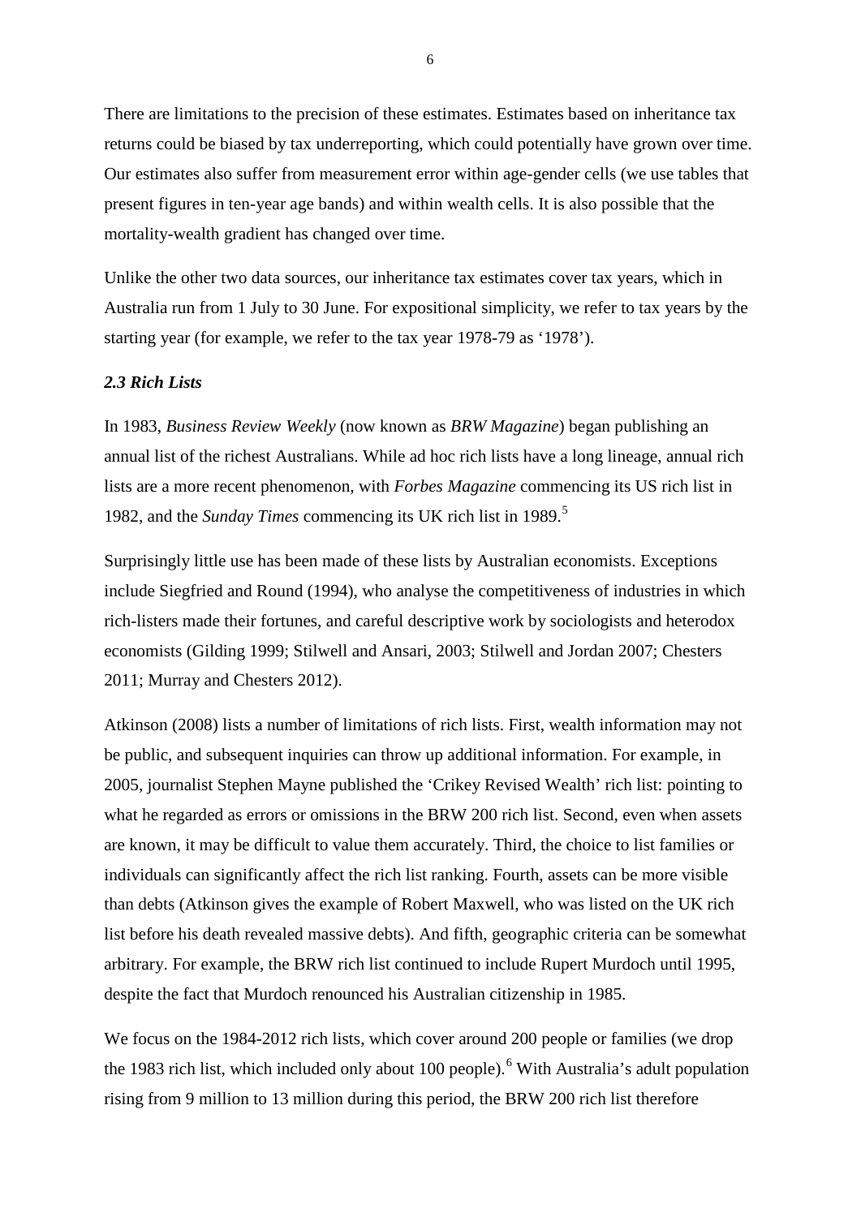There are limitations to the precision of these estimates. Estimates based on inheritance tax returns could be biased by tax underreporting, which could potentially have grown over time. Our estimates also suffer from measurement error within age-gender cells (we use tables that present figures in ten-year age bands) and within wealth cells. It is also possible that the mortality-wealth gradient has changed over time.

Unlike the other two data sources, our inheritance tax estimates cover tax years, which in Australia run from 1 July to 30 June. For expositional simplicity, we refer to tax years by the starting year (for example, we refer to the tax year 1978-79 as '1978').

### *2.3 Rich Lists*

In 1983, *Business Review Weekly* (now known as *BRW Magazine*) began publishing an annual list of the richest Australians. While ad hoc rich lists have a long lineage, annual rich lists are a more recent phenomenon, with *Forbes Magazine* commencing its US rich list in 1982, and the *Sunday Times* commencing its UK rich list in 1989.[5]

Surprisingly little use has been made of these lists by Australian economists. Exceptions include Siegfried and Round (1994), who analyse the competitiveness of industries in which rich-listers made their fortunes, and careful descriptive work by sociologists and heterodox economists (Gilding 1999; Stilwell and Ansari, 2003; Stilwell and Jordan 2007; Chesters 2011; Murray and Chesters 2012).

Atkinson (2008) lists a number of limitations of rich lists. First, wealth information may not be public, and subsequent inquiries can throw up additional information. For example, in 2005, journalist Stephen Mayne published the 'Crikey Revised Wealth' rich list: pointing to what he regarded as errors or omissions in the BRW 200 rich list. Second, even when assets are known, it may be difficult to value them accurately. Third, the choice to list families or individuals can significantly affect the rich list ranking. Fourth, assets can be more visible than debts (Atkinson gives the example of Robert Maxwell, who was listed on the UK rich list before his death revealed massive debts). And fifth, geographic criteria can be somewhat arbitrary. For example, the BRW rich list continued to include Rupert Murdoch until 1995, despite the fact that Murdoch renounced his Australian citizenship in 1985.

We focus on the 1984-2012 rich lists, which cover around 200 people or families (we drop the 1983 rich list, which included only about 100 people).[6] With Australia's adult population rising from 9 million to 13 million during this period, the BRW 200 rich list therefore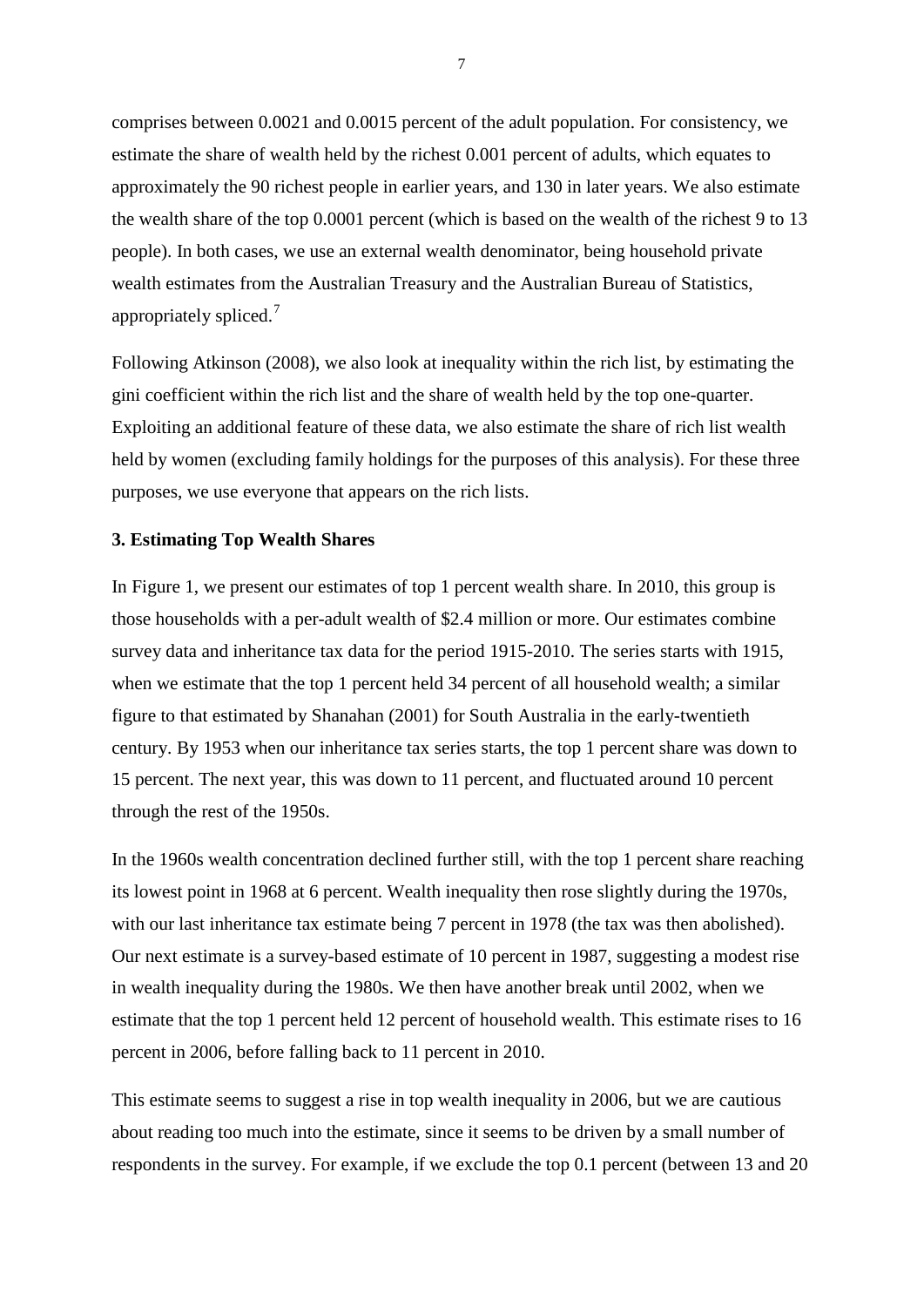comprises between 0.0021 and 0.0015 percent of the adult population. For consistency, we estimate the share of wealth held by the richest 0.001 percent of adults, which equates to approximately the 90 richest people in earlier years, and 130 in later years. We also estimate the wealth share of the top 0.0001 percent (which is based on the wealth of the richest 9 to 13 people). In both cases, we use an external wealth denominator, being household private wealth estimates from the Australian Treasury and the Australian Bureau of Statistics, appropriately spliced.[7]

Following Atkinson (2008), we also look at inequality within the rich list, by estimating the gini coefficient within the rich list and the share of wealth held by the top one-quarter. Exploiting an additional feature of these data, we also estimate the share of rich list wealth held by women (excluding family holdings for the purposes of this analysis). For these three purposes, we use everyone that appears on the rich lists.

### 3. Estimating Top Wealth Shares

In Figure 1, we present our estimates of top 1 percent wealth share. In 2010, this group is those households with a per-adult wealth of $2.4 million or more. Our estimates combine survey data and inheritance tax data for the period 1915-2010. The series starts with 1915, when we estimate that the top 1 percent held 34 percent of all household wealth; a similar figure to that estimated by Shanahan (2001) for South Australia in the early-twentieth century. By 1953 when our inheritance tax series starts, the top 1 percent share was down to 15 percent. The next year, this was down to 11 percent, and fluctuated around 10 percent through the rest of the 1950s.

In the 1960s wealth concentration declined further still, with the top 1 percent share reaching its lowest point in 1968 at 6 percent. Wealth inequality then rose slightly during the 1970s, with our last inheritance tax estimate being 7 percent in 1978 (the tax was then abolished). Our next estimate is a survey-based estimate of 10 percent in 1987, suggesting a modest rise in wealth inequality during the 1980s. We then have another break until 2002, when we estimate that the top 1 percent held 12 percent of household wealth. This estimate rises to 16 percent in 2006, before falling back to 11 percent in 2010.

This estimate seems to suggest a rise in top wealth inequality in 2006, but we are cautious about reading too much into the estimate, since it seems to be driven by a small number of respondents in the survey. For example, if we exclude the top 0.1 percent (between 13 and 20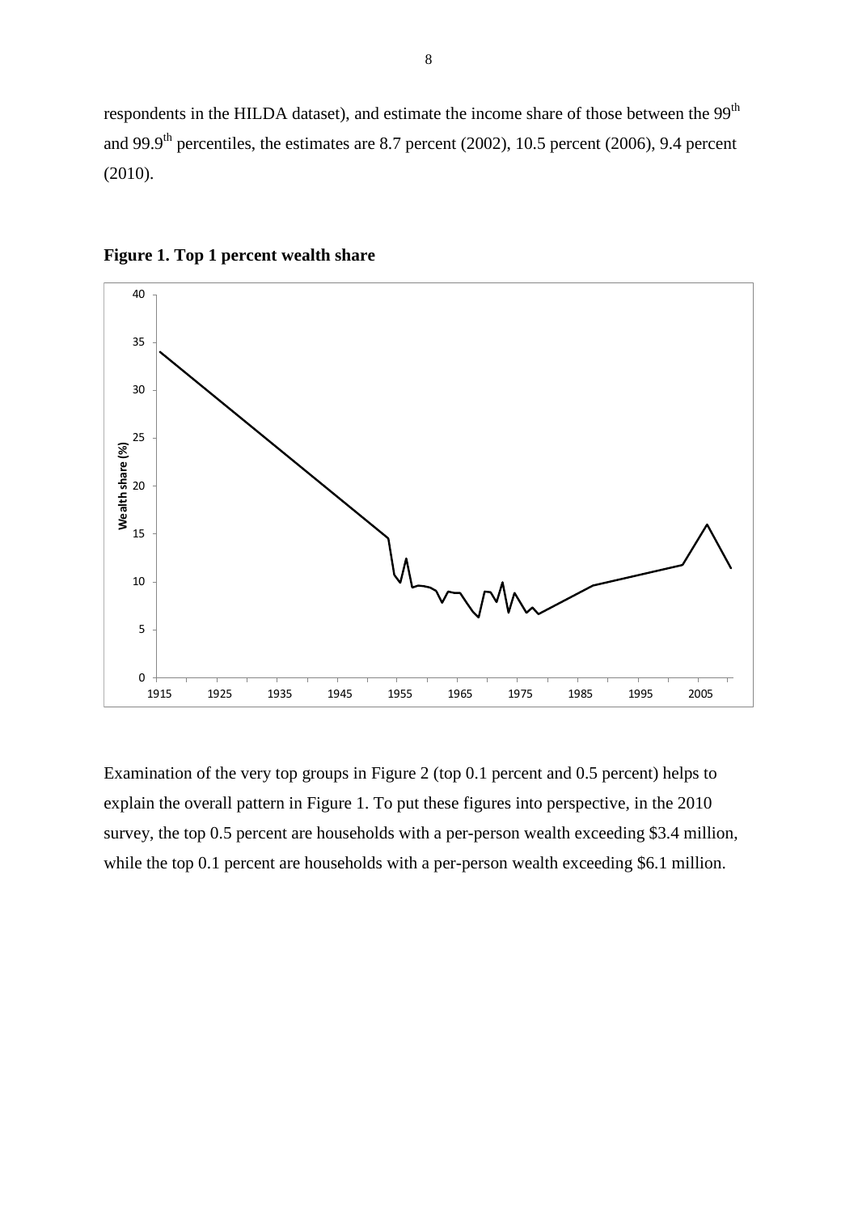respondents in the HILDA dataset), and estimate the income share of those between the 99th and 99.9th percentiles, the estimates are 8.7 percent (2002), 10.5 percent (2006), 9.4 percent (2010).

**Figure 1. Top 1 percent wealth share**

Examination of the very top groups in Figure 2 (top 0.1 percent and 0.5 percent) helps to explain the overall pattern in Figure 1. To put these figures into perspective, in the 2010 survey, the top 0.5 percent are households with a per-person wealth exceeding \$3.4 million, while the top 0.1 percent are households with a per-person wealth exceeding \$6.1 million.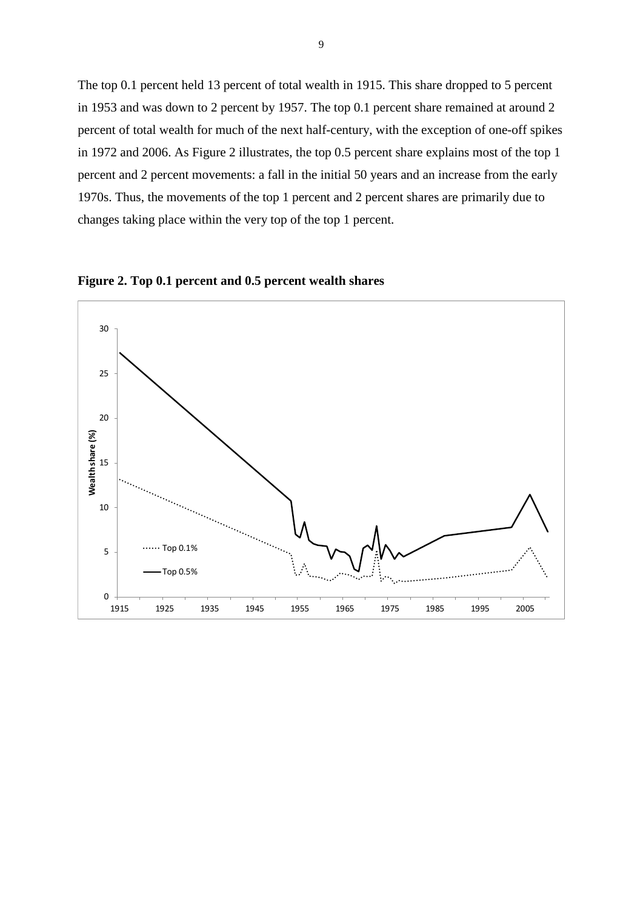The top 0.1 percent held 13 percent of total wealth in 1915. This share dropped to 5 percent in 1953 and was down to 2 percent by 1957. The top 0.1 percent share remained at around 2 percent of total wealth for much of the next half-century, with the exception of one-off spikes in 1972 and 2006. As Figure 2 illustrates, the top 0.5 percent share explains most of the top 1 percent and 2 percent movements: a fall in the initial 50 years and an increase from the early 1970s. Thus, the movements of the top 1 percent and 2 percent shares are primarily due to changes taking place within the very top of the top 1 percent.

**Figure 2. Top 0.1 percent and 0.5 percent wealth shares**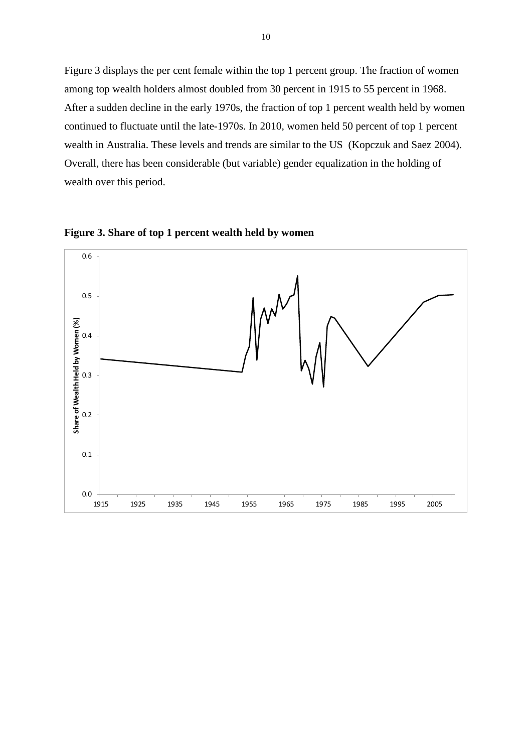Figure 3 displays the per cent female within the top 1 percent group. The fraction of women among top wealth holders almost doubled from 30 percent in 1915 to 55 percent in 1968. After a sudden decline in the early 1970s, the fraction of top 1 percent wealth held by women continued to fluctuate until the late-1970s. In 2010, women held 50 percent of top 1 percent wealth in Australia. These levels and trends are similar to the US (Kopczuk and Saez 2004). Overall, there has been considerable (but variable) gender equalization in the holding of wealth over this period.

**Figure 3. Share of top 1 percent wealth held by women**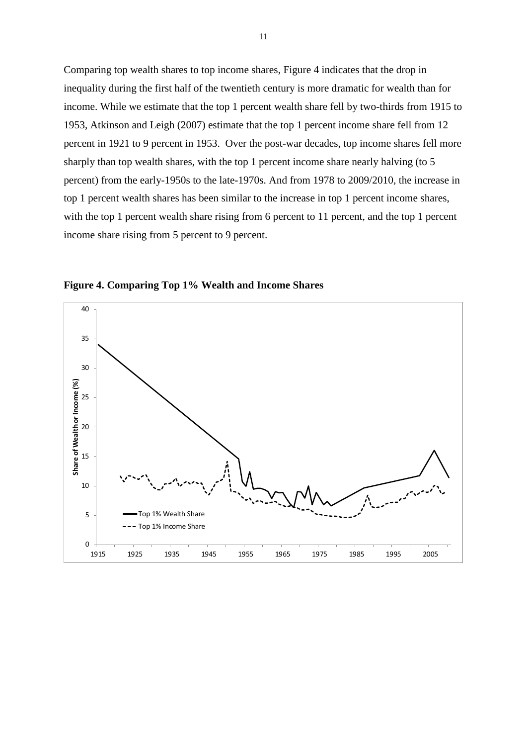Comparing top wealth shares to top income shares, Figure 4 indicates that the drop in inequality during the first half of the twentieth century is more dramatic for wealth than for income. While we estimate that the top 1 percent wealth share fell by two-thirds from 1915 to 1953, Atkinson and Leigh (2007) estimate that the top 1 percent income share fell from 12 percent in 1921 to 9 percent in 1953. Over the post-war decades, top income shares fell more sharply than top wealth shares, with the top 1 percent income share nearly halving (to 5 percent) from the early-1950s to the late-1970s. And from 1978 to 2009/2010, the increase in top 1 percent wealth shares has been similar to the increase in top 1 percent income shares, with the top 1 percent wealth share rising from 6 percent to 11 percent, and the top 1 percent income share rising from 5 percent to 9 percent.

**Figure 4. Comparing Top 1% Wealth and Income Shares**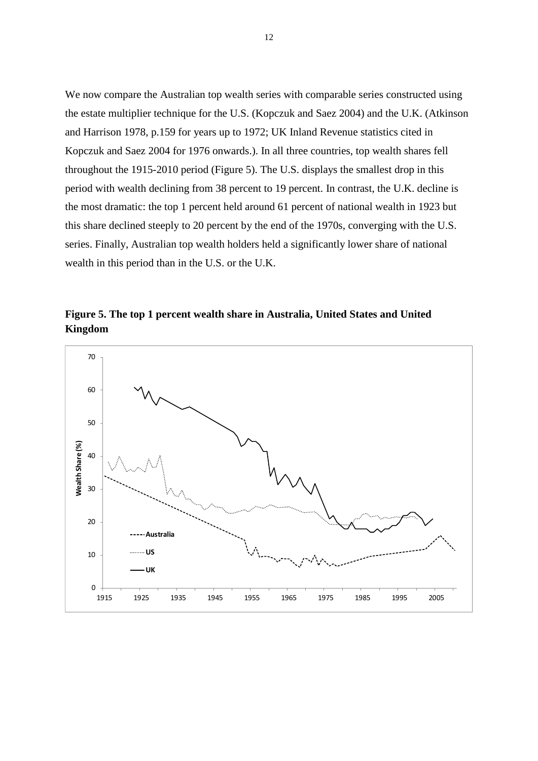We now compare the Australian top wealth series with comparable series constructed using the estate multiplier technique for the U.S. (Kopczuk and Saez 2004) and the U.K. (Atkinson and Harrison 1978, p.159 for years up to 1972; UK Inland Revenue statistics cited in Kopczuk and Saez 2004 for 1976 onwards.). In all three countries, top wealth shares fell throughout the 1915-2010 period (Figure 5). The U.S. displays the smallest drop in this period with wealth declining from 38 percent to 19 percent. In contrast, the U.K. decline is the most dramatic: the top 1 percent held around 61 percent of national wealth in 1923 but this share declined steeply to 20 percent by the end of the 1970s, converging with the U.S. series. Finally, Australian top wealth holders held a significantly lower share of national wealth in this period than in the U.S. or the U.K.

**Figure 5. The top 1 percent wealth share in Australia, United States and United Kingdom**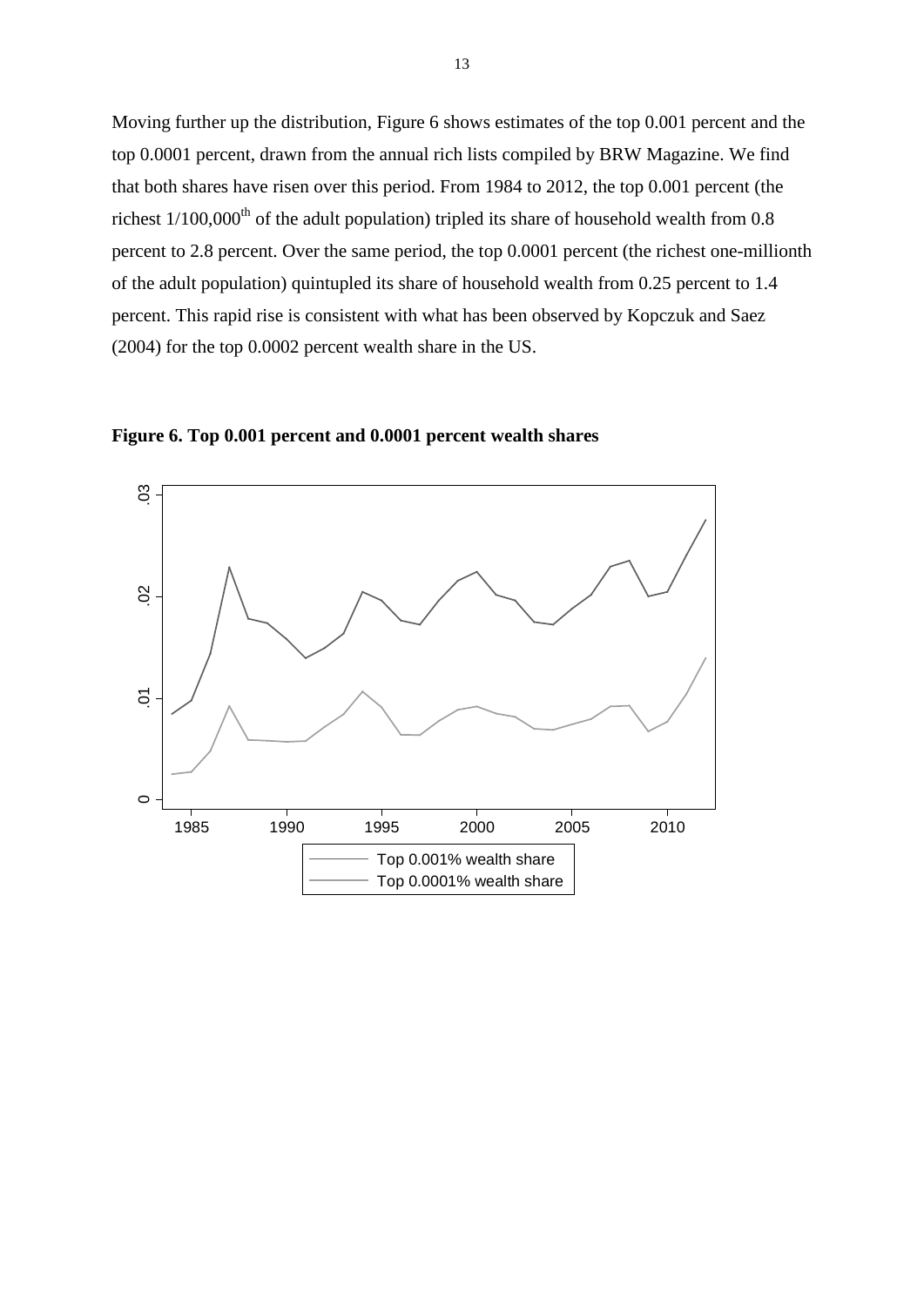Moving further up the distribution, Figure 6 shows estimates of the top 0.001 percent and the top 0.0001 percent, drawn from the annual rich lists compiled by BRW Magazine. We find that both shares have risen over this period. From 1984 to 2012, the top 0.001 percent (the richest 1/100,000$^{th}$ of the adult population) tripled its share of household wealth from 0.8 percent to 2.8 percent. Over the same period, the top 0.0001 percent (the richest one-millionth of the adult population) quintupled its share of household wealth from 0.25 percent to 1.4 percent. This rapid rise is consistent with what has been observed by Kopczuk and Saez (2004) for the top 0.0002 percent wealth share in the US.

**Figure 6. Top 0.001 percent and 0.0001 percent wealth shares**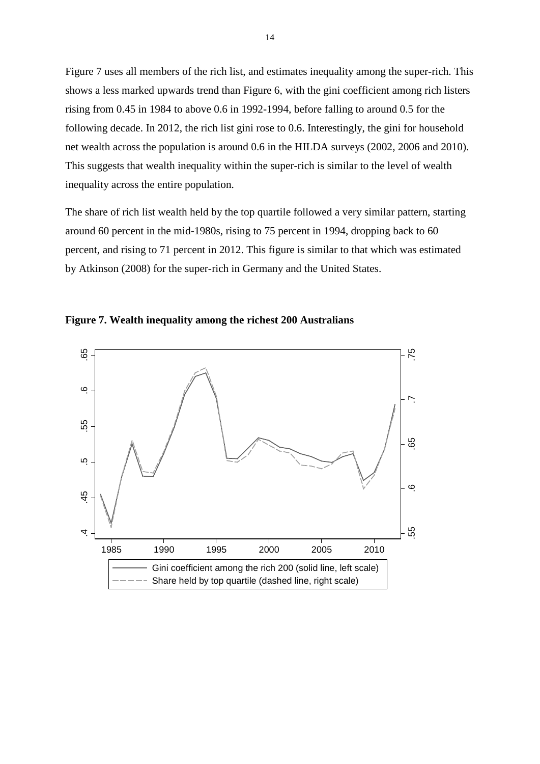Figure 7 uses all members of the rich list, and estimates inequality among the super-rich. This shows a less marked upwards trend than Figure 6, with the gini coefficient among rich listers rising from 0.45 in 1984 to above 0.6 in 1992-1994, before falling to around 0.5 for the following decade. In 2012, the rich list gini rose to 0.6. Interestingly, the gini for household net wealth across the population is around 0.6 in the HILDA surveys (2002, 2006 and 2010). This suggests that wealth inequality within the super-rich is similar to the level of wealth inequality across the entire population.

The share of rich list wealth held by the top quartile followed a very similar pattern, starting around 60 percent in the mid-1980s, rising to 75 percent in 1994, dropping back to 60 percent, and rising to 71 percent in 2012. This figure is similar to that which was estimated by Atkinson (2008) for the super-rich in Germany and the United States.

**Figure 7. Wealth inequality among the richest 200 Australians**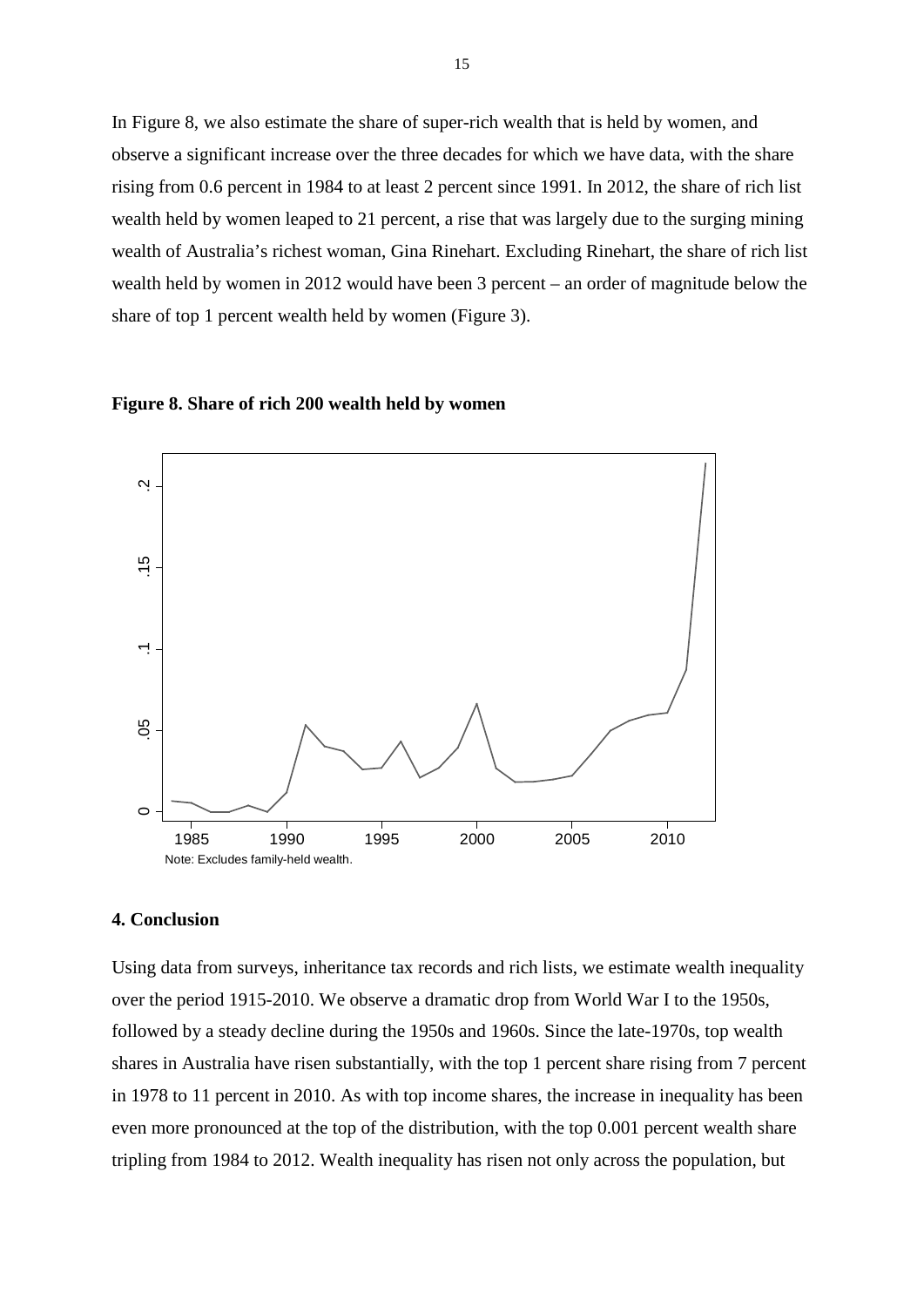In Figure 8, we also estimate the share of super-rich wealth that is held by women, and observe a significant increase over the three decades for which we have data, with the share rising from 0.6 percent in 1984 to at least 2 percent since 1991. In 2012, the share of rich list wealth held by women leaped to 21 percent, a rise that was largely due to the surging mining wealth of Australia's richest woman, Gina Rinehart. Excluding Rinehart, the share of rich list wealth held by women in 2012 would have been 3 percent – an order of magnitude below the share of top 1 percent wealth held by women (Figure 3).

**Figure 8. Share of rich 200 wealth held by women**

Note: Excludes family-held wealth.

## 4. Conclusion

Using data from surveys, inheritance tax records and rich lists, we estimate wealth inequality over the period 1915-2010. We observe a dramatic drop from World War I to the 1950s, followed by a steady decline during the 1950s and 1960s. Since the late-1970s, top wealth shares in Australia have risen substantially, with the top 1 percent share rising from 7 percent in 1978 to 11 percent in 2010. As with top income shares, the increase in inequality has been even more pronounced at the top of the distribution, with the top 0.001 percent wealth share tripling from 1984 to 2012. Wealth inequality has risen not only across the population, but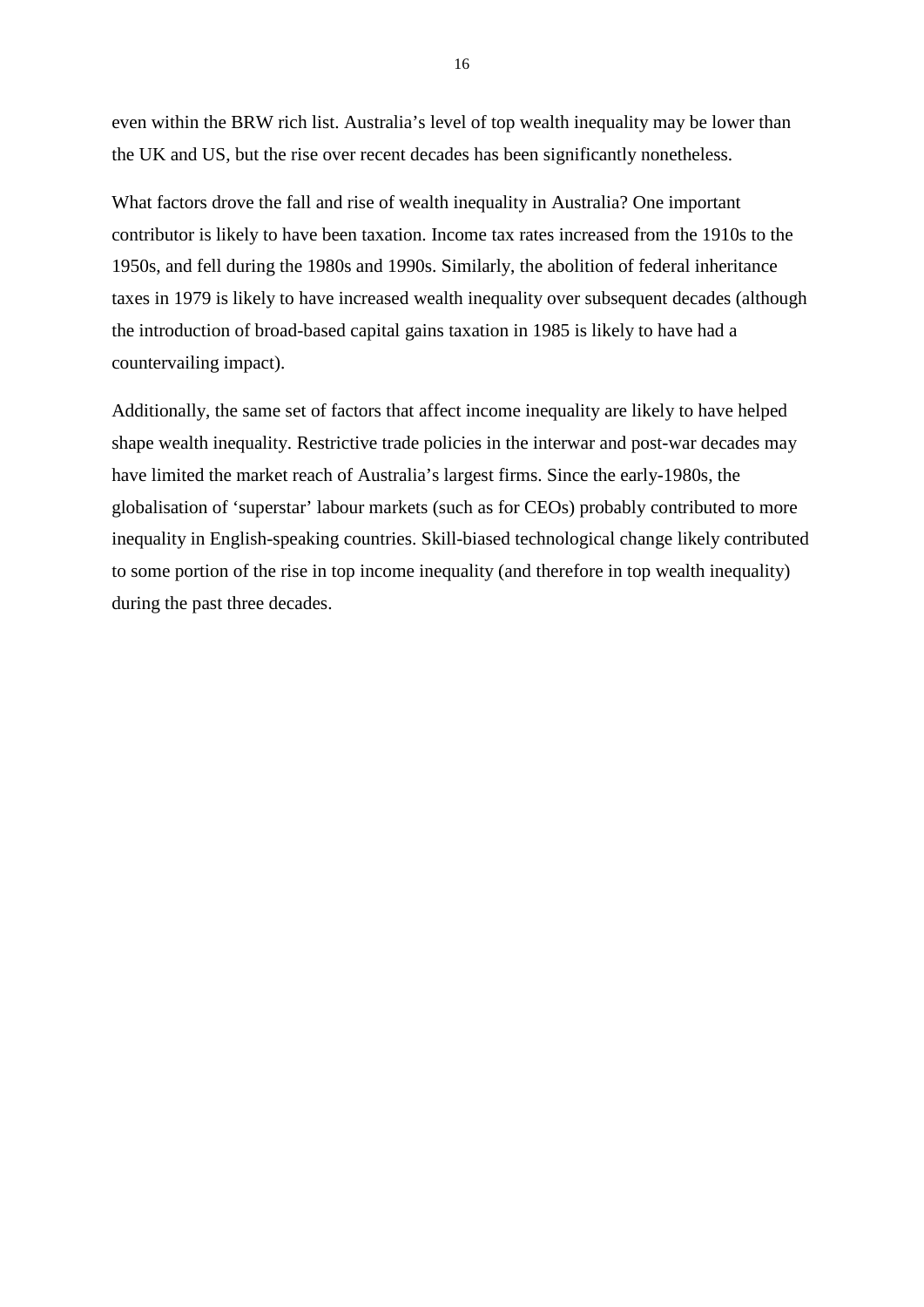even within the BRW rich list. Australia's level of top wealth inequality may be lower than the UK and US, but the rise over recent decades has been significantly nonetheless.

What factors drove the fall and rise of wealth inequality in Australia? One important contributor is likely to have been taxation. Income tax rates increased from the 1910s to the 1950s, and fell during the 1980s and 1990s. Similarly, the abolition of federal inheritance taxes in 1979 is likely to have increased wealth inequality over subsequent decades (although the introduction of broad-based capital gains taxation in 1985 is likely to have had a countervailing impact).

Additionally, the same set of factors that affect income inequality are likely to have helped shape wealth inequality. Restrictive trade policies in the interwar and post-war decades may have limited the market reach of Australia's largest firms. Since the early-1980s, the globalisation of 'superstar' labour markets (such as for CEOs) probably contributed to more inequality in English-speaking countries. Skill-biased technological change likely contributed to some portion of the rise in top income inequality (and therefore in top wealth inequality) during the past three decades.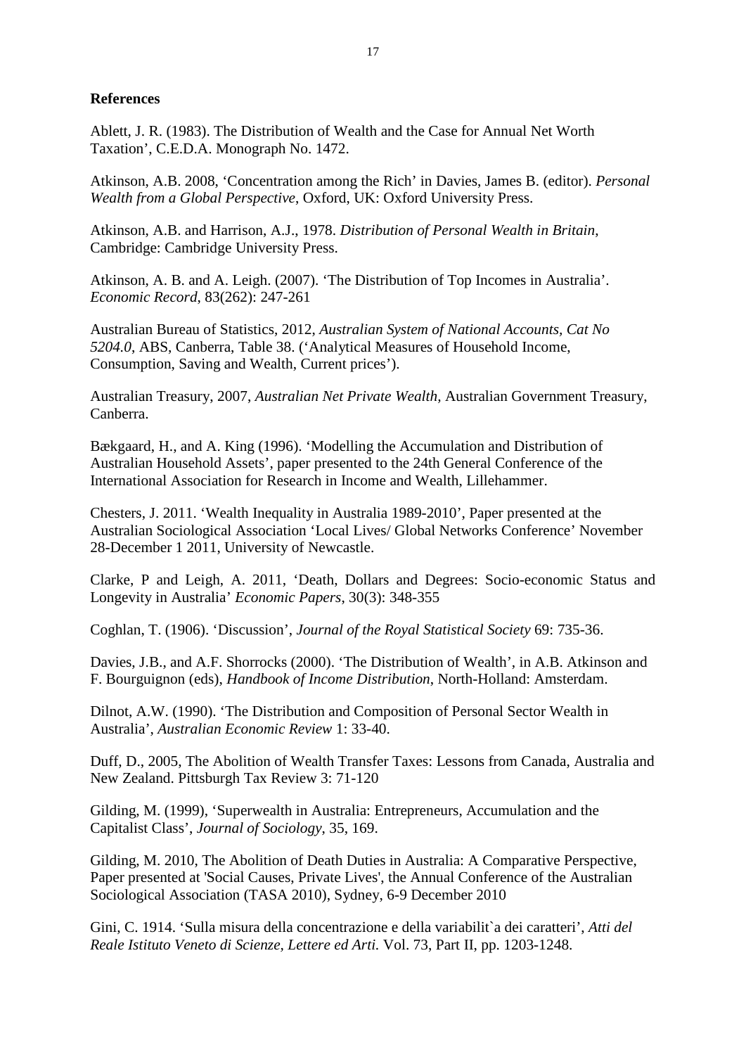**References**

Ablett, J. R. (1983). The Distribution of Wealth and the Case for Annual Net Worth Taxation', C.E.D.A. Monograph No. 1472.

Atkinson, A.B. 2008, 'Concentration among the Rich' in Davies, James B. (editor). *Personal Wealth from a Global Perspective*, Oxford, UK: Oxford University Press.

Atkinson, A.B. and Harrison, A.J., 1978. *Distribution of Personal Wealth in Britain*, Cambridge: Cambridge University Press.

Atkinson, A. B. and A. Leigh. (2007). 'The Distribution of Top Incomes in Australia'. *Economic Record*, 83(262): 247-261

Australian Bureau of Statistics, 2012, *Australian System of National Accounts, Cat No 5204.0*, ABS, Canberra, Table 38. ('Analytical Measures of Household Income, Consumption, Saving and Wealth, Current prices').

Australian Treasury, 2007, *Australian Net Private Wealth*, Australian Government Treasury, Canberra.

Bækgaard, H., and A. King (1996). 'Modelling the Accumulation and Distribution of Australian Household Assets', paper presented to the 24th General Conference of the International Association for Research in Income and Wealth, Lillehammer.

Chesters, J. 2011. 'Wealth Inequality in Australia 1989-2010', Paper presented at the Australian Sociological Association 'Local Lives/ Global Networks Conference' November 28-December 1 2011, University of Newcastle.

Clarke, P and Leigh, A. 2011, 'Death, Dollars and Degrees: Socio-economic Status and Longevity in Australia' *Economic Papers*, 30(3): 348-355

Coghlan, T. (1906). 'Discussion', *Journal of the Royal Statistical Society* 69: 735-36.

Davies, J.B., and A.F. Shorrocks (2000). 'The Distribution of Wealth', in A.B. Atkinson and F. Bourguignon (eds), *Handbook of Income Distribution*, North-Holland: Amsterdam.

Dilnot, A.W. (1990). 'The Distribution and Composition of Personal Sector Wealth in Australia', *Australian Economic Review* 1: 33-40.

Duff, D., 2005, The Abolition of Wealth Transfer Taxes: Lessons from Canada, Australia and New Zealand. Pittsburgh Tax Review 3: 71-120

Gilding, M. (1999), 'Superwealth in Australia: Entrepreneurs, Accumulation and the Capitalist Class', *Journal of Sociology*, 35, 169.

Gilding, M. 2010, The Abolition of Death Duties in Australia: A Comparative Perspective, Paper presented at 'Social Causes, Private Lives', the Annual Conference of the Australian Sociological Association (TASA 2010), Sydney, 6-9 December 2010

Gini, C. 1914. 'Sulla misura della concentrazione e della variabilit`a dei caratteri', *Atti del Reale Istituto Veneto di Scienze, Lettere ed Arti.* Vol. 73, Part II, pp. 1203-1248.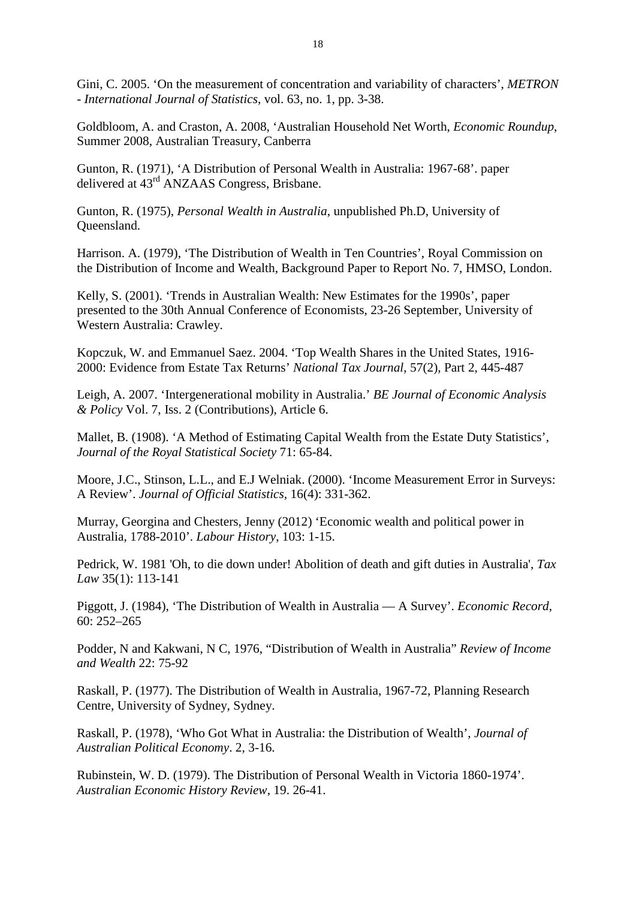Gini, C. 2005. 'On the measurement of concentration and variability of characters', *METRON - International Journal of Statistics*, vol. 63, no. 1, pp. 3-38.

Goldbloom, A. and Craston, A. 2008, 'Australian Household Net Worth, *Economic Roundup*, Summer 2008, Australian Treasury, Canberra

Gunton, R. (1971), 'A Distribution of Personal Wealth in Australia: 1967-68'. paper delivered at 43rd ANZAAS Congress, Brisbane.

Gunton, R. (1975), *Personal Wealth in Australia*, unpublished Ph.D, University of Queensland.

Harrison. A. (1979), 'The Distribution of Wealth in Ten Countries', Royal Commission on the Distribution of Income and Wealth, Background Paper to Report No. 7, HMSO, London.

Kelly, S. (2001). 'Trends in Australian Wealth: New Estimates for the 1990s', paper presented to the 30th Annual Conference of Economists, 23-26 September, University of Western Australia: Crawley.

Kopczuk, W. and Emmanuel Saez. 2004. 'Top Wealth Shares in the United States, 1916-2000: Evidence from Estate Tax Returns' *National Tax Journal*, 57(2), Part 2, 445-487

Leigh, A. 2007. 'Intergenerational mobility in Australia.' *BE Journal of Economic Analysis & Policy* Vol. 7, Iss. 2 (Contributions), Article 6.

Mallet, B. (1908). 'A Method of Estimating Capital Wealth from the Estate Duty Statistics', *Journal of the Royal Statistical Society* 71: 65-84.

Moore, J.C., Stinson, L.L., and E.J Welniak. (2000). 'Income Measurement Error in Surveys: A Review'. *Journal of Official Statistics*, 16(4): 331-362.

Murray, Georgina and Chesters, Jenny (2012) 'Economic wealth and political power in Australia, 1788-2010'. *Labour History*, 103: 1-15.

Pedrick, W. 1981 'Oh, to die down under! Abolition of death and gift duties in Australia', *Tax Law* 35(1): 113-141

Piggott, J. (1984), 'The Distribution of Wealth in Australia — A Survey'. *Economic Record*, 60: 252–265

Podder, N and Kakwani, N C, 1976, "Distribution of Wealth in Australia" *Review of Income and Wealth* 22: 75-92

Raskall, P. (1977). The Distribution of Wealth in Australia, 1967-72, Planning Research Centre, University of Sydney, Sydney.

Raskall, P. (1978), 'Who Got What in Australia: the Distribution of Wealth', *Journal of Australian Political Economy*. 2, 3-16.

Rubinstein, W. D. (1979). The Distribution of Personal Wealth in Victoria 1860-1974'. *Australian Economic History Review*, 19. 26-41.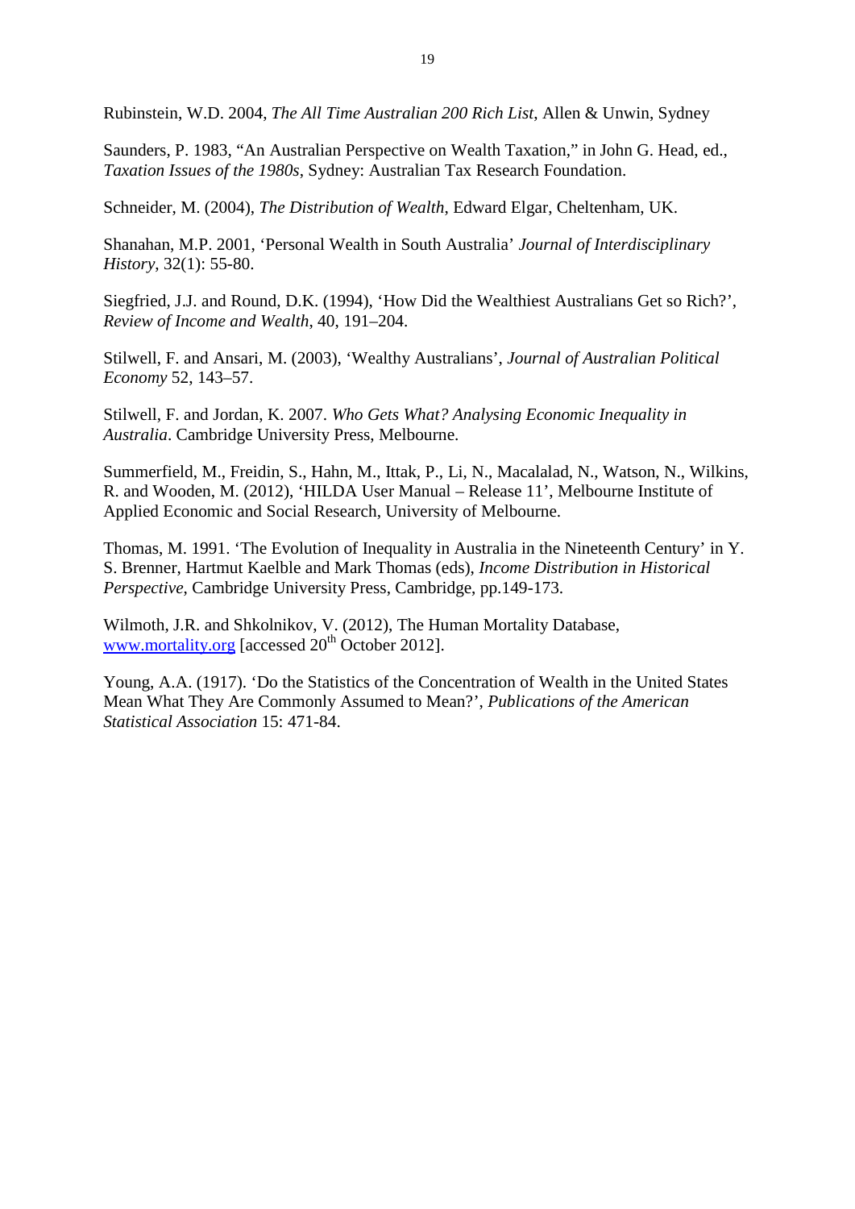Rubinstein, W.D. 2004, *The All Time Australian 200 Rich List*, Allen & Unwin, Sydney

Saunders, P. 1983, "An Australian Perspective on Wealth Taxation," in John G. Head, ed., *Taxation Issues of the 1980s*, Sydney: Australian Tax Research Foundation.

Schneider, M. (2004), *The Distribution of Wealth*, Edward Elgar, Cheltenham, UK.

Shanahan, M.P. 2001, 'Personal Wealth in South Australia' *Journal of Interdisciplinary History*, 32(1): 55-80.

Siegfried, J.J. and Round, D.K. (1994), 'How Did the Wealthiest Australians Get so Rich?', *Review of Income and Wealth*, 40, 191–204.

Stilwell, F. and Ansari, M. (2003), 'Wealthy Australians', *Journal of Australian Political Economy* 52, 143–57.

Stilwell, F. and Jordan, K. 2007. *Who Gets What? Analysing Economic Inequality in Australia*. Cambridge University Press, Melbourne.

Summerfield, M., Freidin, S., Hahn, M., Ittak, P., Li, N., Macalalad, N., Watson, N., Wilkins, R. and Wooden, M. (2012), 'HILDA User Manual – Release 11', Melbourne Institute of Applied Economic and Social Research, University of Melbourne.

Thomas, M. 1991. 'The Evolution of Inequality in Australia in the Nineteenth Century' in Y. S. Brenner, Hartmut Kaelble and Mark Thomas (eds), *Income Distribution in Historical Perspective*, Cambridge University Press, Cambridge, pp.149-173.

Wilmoth, J.R. and Shkolnikov, V. (2012), The Human Mortality Database, www.mortality.org [accessed 20th October 2012].

Young, A.A. (1917). 'Do the Statistics of the Concentration of Wealth in the United States Mean What They Are Commonly Assumed to Mean?', *Publications of the American Statistical Association* 15: 471-84.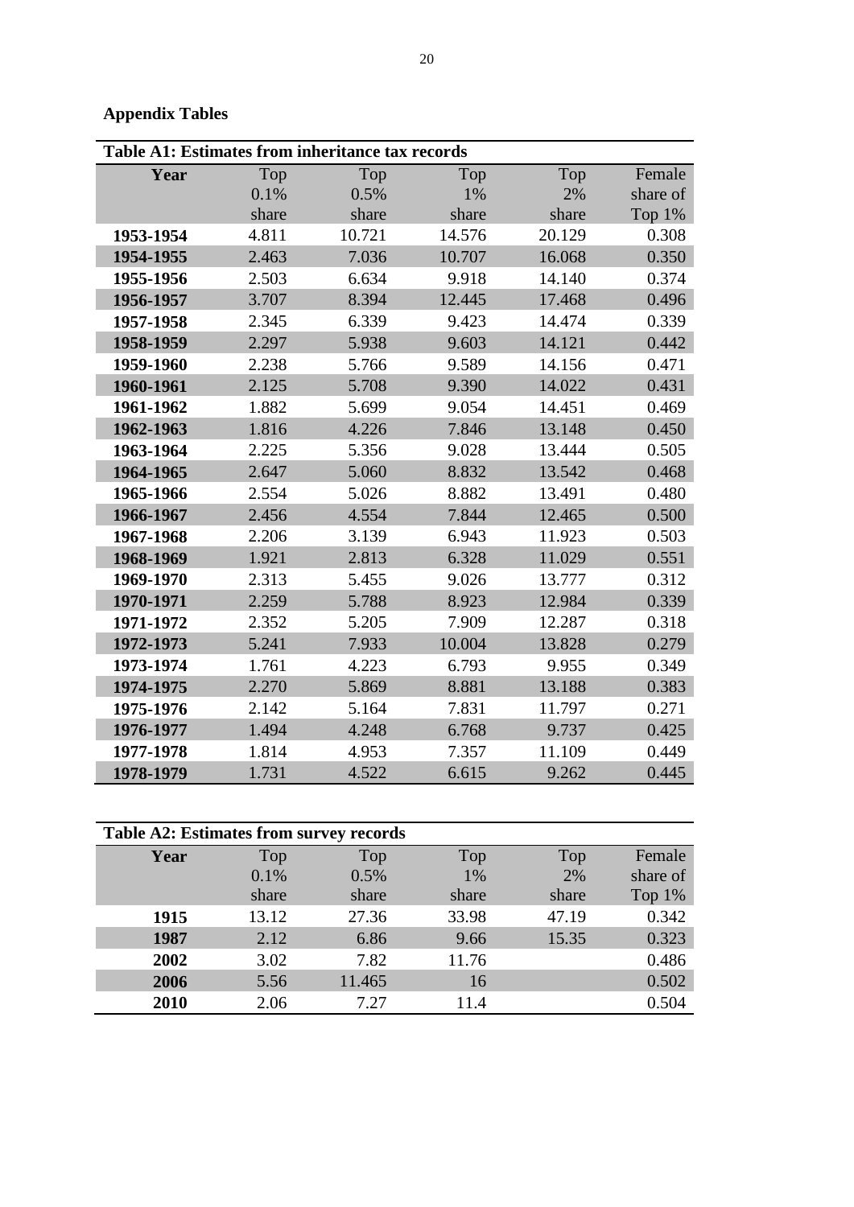## Appendix Tables

**Table A1: Estimates from inheritance tax records**

| Year | Top 0.1% share | Top 0.5% share | Top 1% share | Top 2% share | Female share of Top 1% |
|---|---|---|---|---|---|
| **1953-1954** | 4.811 | 10.721 | 14.576 | 20.129 | 0.308 |
| **1954-1955** | 2.463 | 7.036 | 10.707 | 16.068 | 0.350 |
| **1955-1956** | 2.503 | 6.634 | 9.918 | 14.140 | 0.374 |
| **1956-1957** | 3.707 | 8.394 | 12.445 | 17.468 | 0.496 |
| **1957-1958** | 2.345 | 6.339 | 9.423 | 14.474 | 0.339 |
| **1958-1959** | 2.297 | 5.938 | 9.603 | 14.121 | 0.442 |
| **1959-1960** | 2.238 | 5.766 | 9.589 | 14.156 | 0.471 |
| **1960-1961** | 2.125 | 5.708 | 9.390 | 14.022 | 0.431 |
| **1961-1962** | 1.882 | 5.699 | 9.054 | 14.451 | 0.469 |
| **1962-1963** | 1.816 | 4.226 | 7.846 | 13.148 | 0.450 |
| **1963-1964** | 2.225 | 5.356 | 9.028 | 13.444 | 0.505 |
| **1964-1965** | 2.647 | 5.060 | 8.832 | 13.542 | 0.468 |
| **1965-1966** | 2.554 | 5.026 | 8.882 | 13.491 | 0.480 |
| **1966-1967** | 2.456 | 4.554 | 7.844 | 12.465 | 0.500 |
| **1967-1968** | 2.206 | 3.139 | 6.943 | 11.923 | 0.503 |
| **1968-1969** | 1.921 | 2.813 | 6.328 | 11.029 | 0.551 |
| **1969-1970** | 2.313 | 5.455 | 9.026 | 13.777 | 0.312 |
| **1970-1971** | 2.259 | 5.788 | 8.923 | 12.984 | 0.339 |
| **1971-1972** | 2.352 | 5.205 | 7.909 | 12.287 | 0.318 |
| **1972-1973** | 5.241 | 7.933 | 10.004 | 13.828 | 0.279 |
| **1973-1974** | 1.761 | 4.223 | 6.793 | 9.955 | 0.349 |
| **1974-1975** | 2.270 | 5.869 | 8.881 | 13.188 | 0.383 |
| **1975-1976** | 2.142 | 5.164 | 7.831 | 11.797 | 0.271 |
| **1976-1977** | 1.494 | 4.248 | 6.768 | 9.737 | 0.425 |
| **1977-1978** | 1.814 | 4.953 | 7.357 | 11.109 | 0.449 |
| **1978-1979** | 1.731 | 4.522 | 6.615 | 9.262 | 0.445 |

**Table A2: Estimates from survey records**

| Year | Top 0.1% share | Top 0.5% share | Top 1% share | Top 2% share | Female share of Top 1% |
|---|---|---|---|---|---|
| **1915** | 13.12 | 27.36 | 33.98 | 47.19 | 0.342 |
| **1987** | 2.12 | 6.86 | 9.66 | 15.35 | 0.323 |
| **2002** | 3.02 | 7.82 | 11.76 | | 0.486 |
| **2006** | 5.56 | 11.465 | 16 | | 0.502 |
| **2010** | 2.06 | 7.27 | 11.4 | | 0.504 |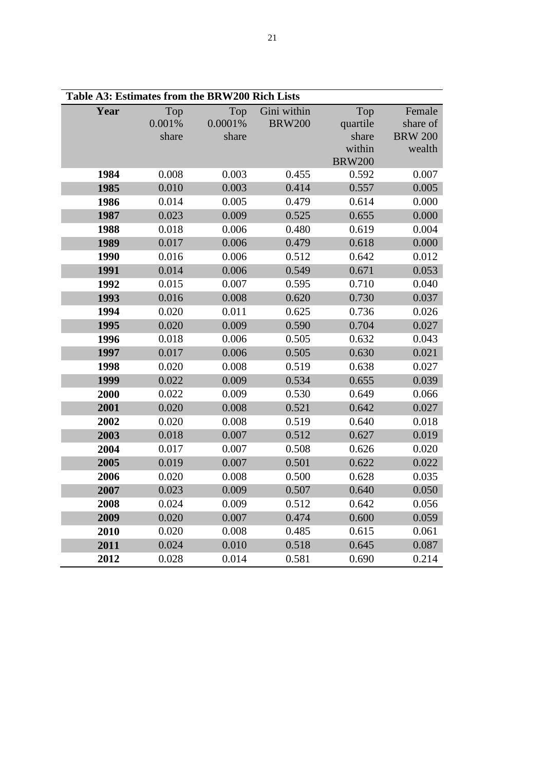**Table A3: Estimates from the BRW200 Rich Lists**

| Year | Top 0.001% share | Top 0.0001% share | Gini within BRW200 | Top quartile share within BRW200 | Female share of BRW 200 wealth |
|---|---|---|---|---|---|
| **1984** | 0.008 | 0.003 | 0.455 | 0.592 | 0.007 |
| **1985** | 0.010 | 0.003 | 0.414 | 0.557 | 0.005 |
| **1986** | 0.014 | 0.005 | 0.479 | 0.614 | 0.000 |
| **1987** | 0.023 | 0.009 | 0.525 | 0.655 | 0.000 |
| **1988** | 0.018 | 0.006 | 0.480 | 0.619 | 0.004 |
| **1989** | 0.017 | 0.006 | 0.479 | 0.618 | 0.000 |
| **1990** | 0.016 | 0.006 | 0.512 | 0.642 | 0.012 |
| **1991** | 0.014 | 0.006 | 0.549 | 0.671 | 0.053 |
| **1992** | 0.015 | 0.007 | 0.595 | 0.710 | 0.040 |
| **1993** | 0.016 | 0.008 | 0.620 | 0.730 | 0.037 |
| **1994** | 0.020 | 0.011 | 0.625 | 0.736 | 0.026 |
| **1995** | 0.020 | 0.009 | 0.590 | 0.704 | 0.027 |
| **1996** | 0.018 | 0.006 | 0.505 | 0.632 | 0.043 |
| **1997** | 0.017 | 0.006 | 0.505 | 0.630 | 0.021 |
| **1998** | 0.020 | 0.008 | 0.519 | 0.638 | 0.027 |
| **1999** | 0.022 | 0.009 | 0.534 | 0.655 | 0.039 |
| **2000** | 0.022 | 0.009 | 0.530 | 0.649 | 0.066 |
| **2001** | 0.020 | 0.008 | 0.521 | 0.642 | 0.027 |
| **2002** | 0.020 | 0.008 | 0.519 | 0.640 | 0.018 |
| **2003** | 0.018 | 0.007 | 0.512 | 0.627 | 0.019 |
| **2004** | 0.017 | 0.007 | 0.508 | 0.626 | 0.020 |
| **2005** | 0.019 | 0.007 | 0.501 | 0.622 | 0.022 |
| **2006** | 0.020 | 0.008 | 0.500 | 0.628 | 0.035 |
| **2007** | 0.023 | 0.009 | 0.507 | 0.640 | 0.050 |
| **2008** | 0.024 | 0.009 | 0.512 | 0.642 | 0.056 |
| **2009** | 0.020 | 0.007 | 0.474 | 0.600 | 0.059 |
| **2010** | 0.020 | 0.008 | 0.485 | 0.615 | 0.061 |
| **2011** | 0.024 | 0.010 | 0.518 | 0.645 | 0.087 |
| **2012** | 0.028 | 0.014 | 0.581 | 0.690 | 0.214 |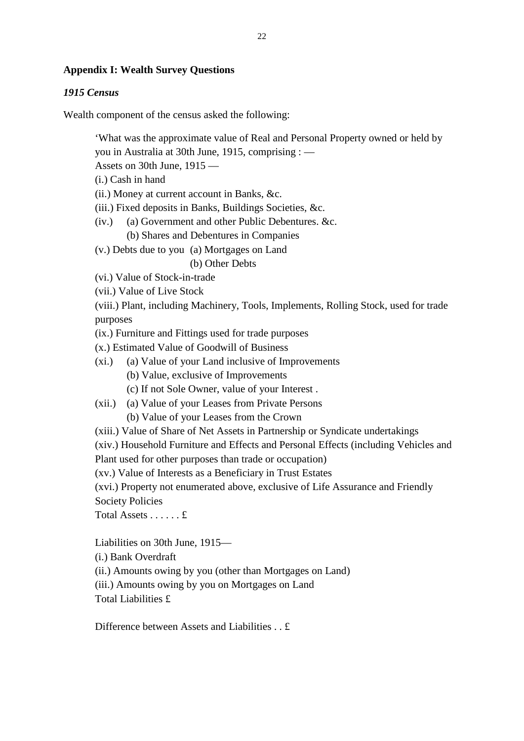## Appendix I: Wealth Survey Questions

### *1915 Census*

Wealth component of the census asked the following:

> 'What was the approximate value of Real and Personal Property owned or held by you in Australia at 30th June, 1915, comprising : —
>
> Assets on 30th June, 1915 —
>
> (i.) Cash in hand
>
> (ii.) Money at current account in Banks, &c.
>
> (iii.) Fixed deposits in Banks, Buildings Societies, &c.
>
> (iv.) (a) Government and other Public Debentures. &c.
>
> (b) Shares and Debentures in Companies
>
> (v.) Debts due to you (a) Mortgages on Land
>
> (b) Other Debts
>
> (vi.) Value of Stock-in-trade
>
> (vii.) Value of Live Stock
>
> (viii.) Plant, including Machinery, Tools, Implements, Rolling Stock, used for trade purposes
>
> (ix.) Furniture and Fittings used for trade purposes
>
> (x.) Estimated Value of Goodwill of Business
>
> (xi.) (a) Value of your Land inclusive of Improvements
>
> (b) Value, exclusive of Improvements
>
> (c) If not Sole Owner, value of your Interest .
>
> (xii.) (a) Value of your Leases from Private Persons
>
> (b) Value of your Leases from the Crown
>
> (xiii.) Value of Share of Net Assets in Partnership or Syndicate undertakings
>
> (xiv.) Household Furniture and Effects and Personal Effects (including Vehicles and Plant used for other purposes than trade or occupation)
>
> (xv.) Value of Interests as a Beneficiary in Trust Estates
>
> (xvi.) Property not enumerated above, exclusive of Life Assurance and Friendly Society Policies
>
> Total Assets . . . . . . £
>
> Liabilities on 30th June, 1915—
>
> (i.) Bank Overdraft
>
> (ii.) Amounts owing by you (other than Mortgages on Land)
>
> (iii.) Amounts owing by you on Mortgages on Land
>
> Total Liabilities £
>
> Difference between Assets and Liabilities . . £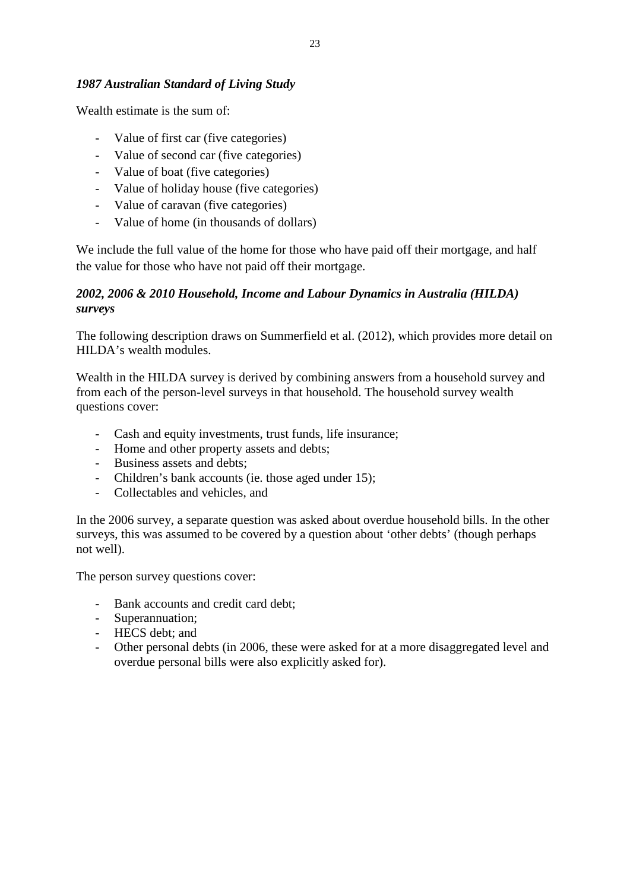### *1987 Australian Standard of Living Study*

Wealth estimate is the sum of:

- Value of first car (five categories)
- Value of second car (five categories)
- Value of boat (five categories)
- Value of holiday house (five categories)
- Value of caravan (five categories)
- Value of home (in thousands of dollars)

We include the full value of the home for those who have paid off their mortgage, and half the value for those who have not paid off their mortgage.

### *2002, 2006 & 2010 Household, Income and Labour Dynamics in Australia (HILDA) surveys*

The following description draws on Summerfield et al. (2012), which provides more detail on HILDA's wealth modules.

Wealth in the HILDA survey is derived by combining answers from a household survey and from each of the person-level surveys in that household. The household survey wealth questions cover:

- Cash and equity investments, trust funds, life insurance;
- Home and other property assets and debts;
- Business assets and debts;
- Children's bank accounts (ie. those aged under 15);
- Collectables and vehicles, and

In the 2006 survey, a separate question was asked about overdue household bills. In the other surveys, this was assumed to be covered by a question about 'other debts' (though perhaps not well).

The person survey questions cover:

- Bank accounts and credit card debt;
- Superannuation;
- HECS debt; and
- Other personal debts (in 2006, these were asked for at a more disaggregated level and overdue personal bills were also explicitly asked for).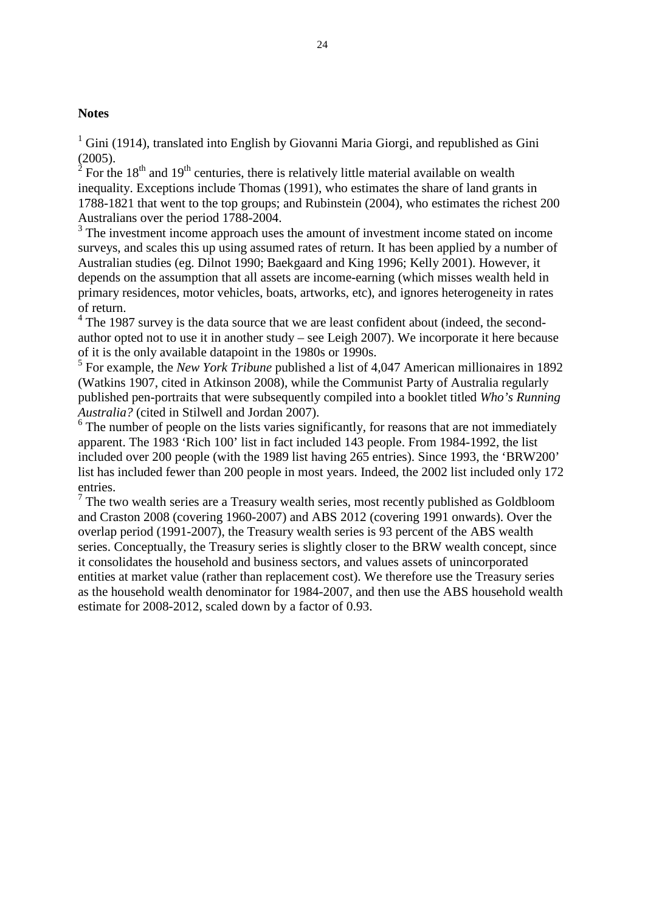## Notes

[1] Gini (1914), translated into English by Giovanni Maria Giorgi, and republished as Gini (2005).

[2] For the 18th and 19th centuries, there is relatively little material available on wealth inequality. Exceptions include Thomas (1991), who estimates the share of land grants in 1788-1821 that went to the top groups; and Rubinstein (2004), who estimates the richest 200 Australians over the period 1788-2004.

[3] The investment income approach uses the amount of investment income stated on income surveys, and scales this up using assumed rates of return. It has been applied by a number of Australian studies (eg. Dilnot 1990; Baekgaard and King 1996; Kelly 2001). However, it depends on the assumption that all assets are income-earning (which misses wealth held in primary residences, motor vehicles, boats, artworks, etc), and ignores heterogeneity in rates of return.

[4] The 1987 survey is the data source that we are least confident about (indeed, the second-author opted not to use it in another study – see Leigh 2007). We incorporate it here because of it is the only available datapoint in the 1980s or 1990s.

[5] For example, the *New York Tribune* published a list of 4,047 American millionaires in 1892 (Watkins 1907, cited in Atkinson 2008), while the Communist Party of Australia regularly published pen-portraits that were subsequently compiled into a booklet titled *Who's Running Australia?* (cited in Stilwell and Jordan 2007).

[6] The number of people on the lists varies significantly, for reasons that are not immediately apparent. The 1983 'Rich 100' list in fact included 143 people. From 1984-1992, the list included over 200 people (with the 1989 list having 265 entries). Since 1993, the 'BRW200' list has included fewer than 200 people in most years. Indeed, the 2002 list included only 172 entries.

[7] The two wealth series are a Treasury wealth series, most recently published as Goldbloom and Craston 2008 (covering 1960-2007) and ABS 2012 (covering 1991 onwards). Over the overlap period (1991-2007), the Treasury wealth series is 93 percent of the ABS wealth series. Conceptually, the Treasury series is slightly closer to the BRW wealth concept, since it consolidates the household and business sectors, and values assets of unincorporated entities at market value (rather than replacement cost). We therefore use the Treasury series as the household wealth denominator for 1984-2007, and then use the ABS household wealth estimate for 2008-2012, scaled down by a factor of 0.93.